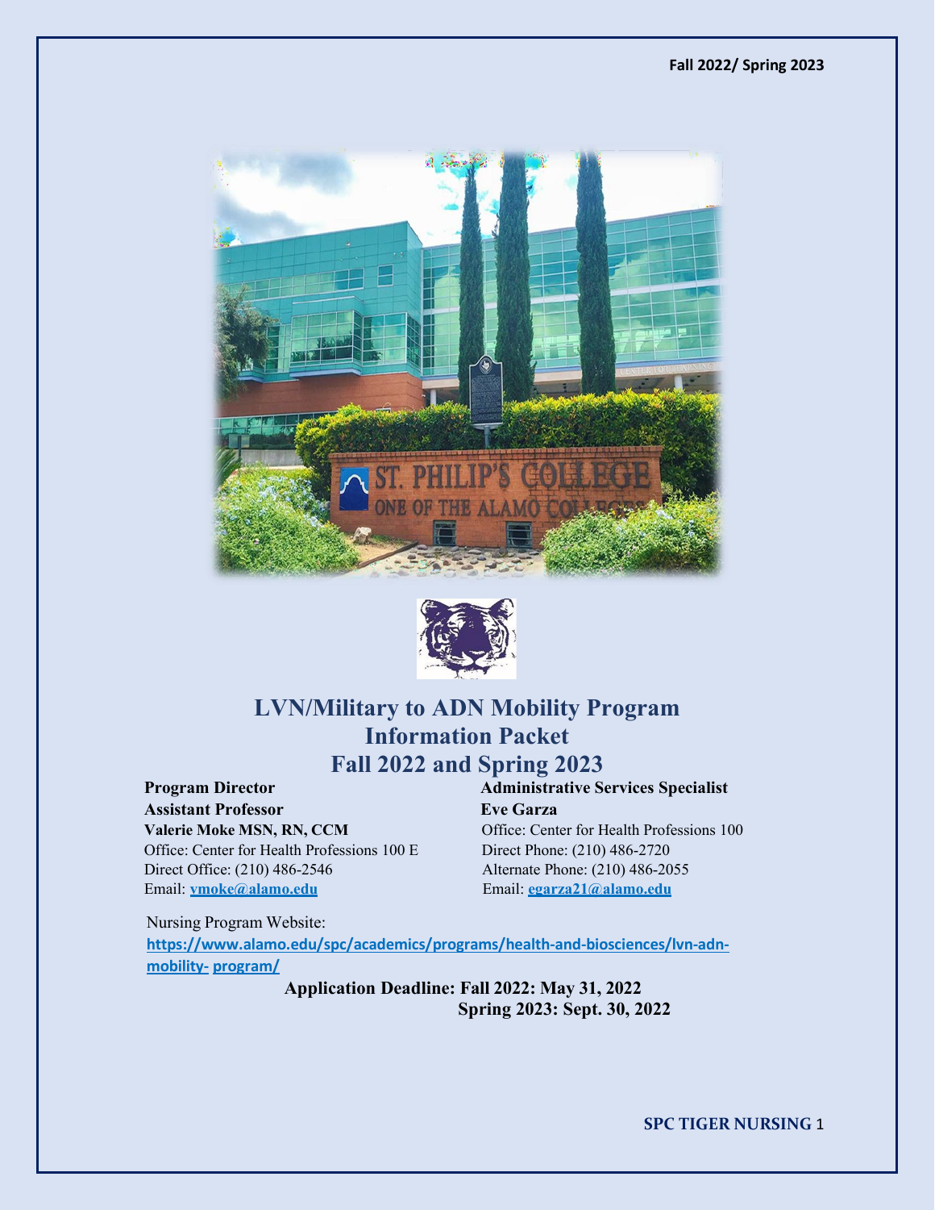Fall 2022/ Spring 2023

# LVN/Military to ADN Mobility Program Information Packet Fall 2022 and Spring 2023

**Program Director**
**Assistant Professor**
**Valerie Moke MSN, RN, CCM**
Office: Center for Health Professions 100 E
Direct Office: (210) 486-2546
Email: **vmoke@alamo.edu**

**Administrative Services Specialist**
**Eve Garza**
Office: Center for Health Professions 100
Direct Phone: (210) 486-2720
Alternate Phone: (210) 486-2055
Email: **egarza21@alamo.edu**

Nursing Program Website:
**https://www.alamo.edu/spc/academics/programs/health-and-biosciences/lvn-adn-mobility- program/**

**Application Deadline: Fall 2022: May 31, 2022**
**Spring 2023: Sept. 30, 2022**

**SPC TIGER NURSING**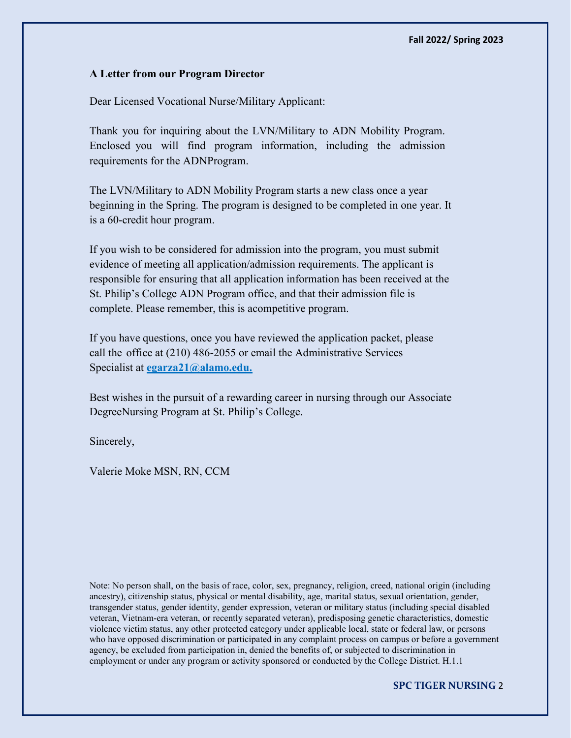**A Letter from our Program Director**

Dear Licensed Vocational Nurse/Military Applicant:

Thank you for inquiring about the LVN/Military to ADN Mobility Program. Enclosed you will find program information, including the admission requirements for the ADNProgram.

The LVN/Military to ADN Mobility Program starts a new class once a year beginning in the Spring. The program is designed to be completed in one year. It is a 60-credit hour program.

If you wish to be considered for admission into the program, you must submit evidence of meeting all application/admission requirements. The applicant is responsible for ensuring that all application information has been received at the St. Philip's College ADN Program office, and that their admission file is complete. Please remember, this is acompetitive program.

If you have questions, once you have reviewed the application packet, please call the office at (210) 486-2055 or email the Administrative Services Specialist at **egarza21@alamo.edu.**

Best wishes in the pursuit of a rewarding career in nursing through our Associate DegreeNursing Program at St. Philip's College.

Sincerely,

Valerie Moke MSN, RN, CCM

Note: No person shall, on the basis of race, color, sex, pregnancy, religion, creed, national origin (including ancestry), citizenship status, physical or mental disability, age, marital status, sexual orientation, gender, transgender status, gender identity, gender expression, veteran or military status (including special disabled veteran, Vietnam-era veteran, or recently separated veteran), predisposing genetic characteristics, domestic violence victim status, any other protected category under applicable local, state or federal law, or persons who have opposed discrimination or participated in any complaint process on campus or before a government agency, be excluded from participation in, denied the benefits of, or subjected to discrimination in employment or under any program or activity sponsored or conducted by the College District. H.1.1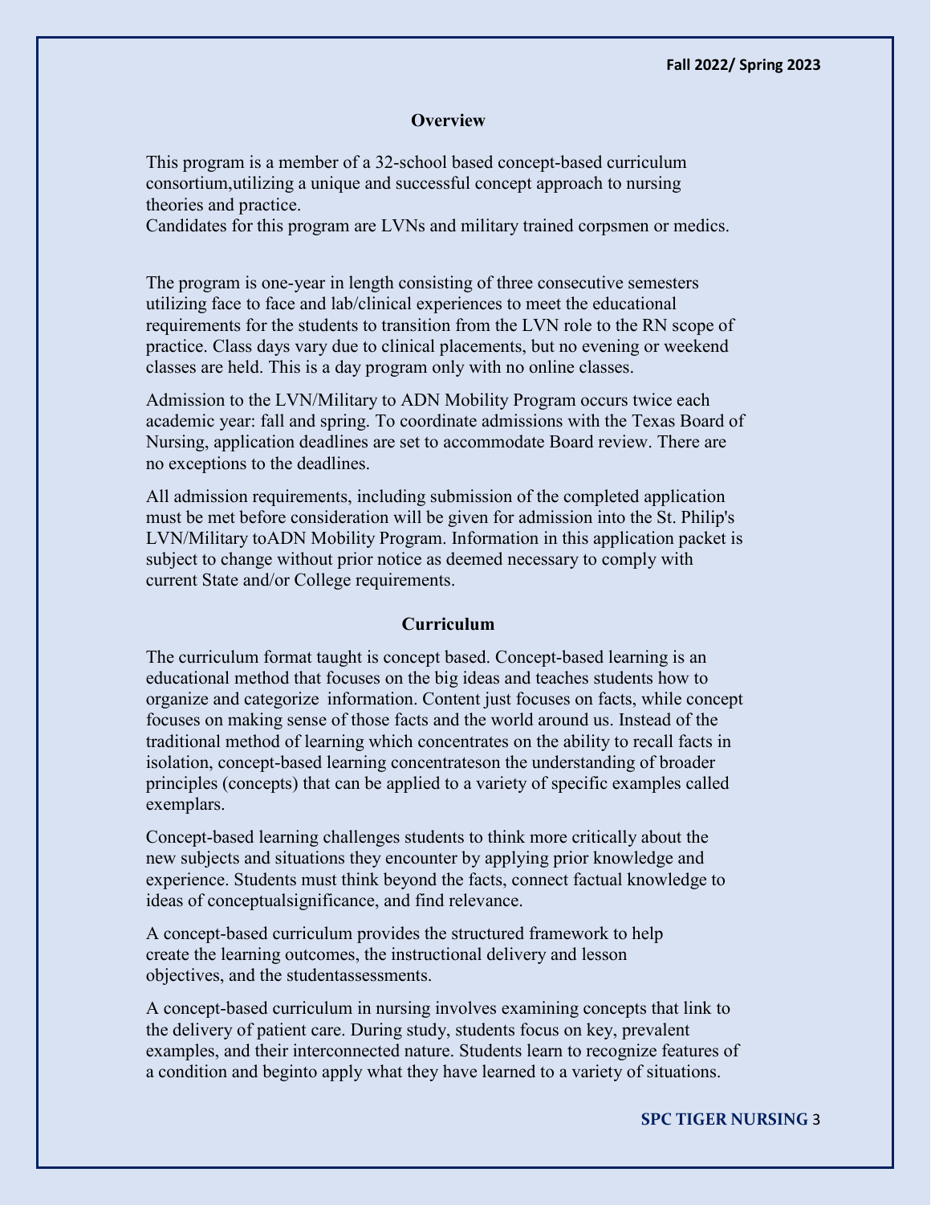## Overview

This program is a member of a 32-school based concept-based curriculum consortium,utilizing a unique and successful concept approach to nursing theories and practice.
Candidates for this program are LVNs and military trained corpsmen or medics.

The program is one-year in length consisting of three consecutive semesters utilizing face to face and lab/clinical experiences to meet the educational requirements for the students to transition from the LVN role to the RN scope of practice. Class days vary due to clinical placements, but no evening or weekend classes are held. This is a day program only with no online classes.

Admission to the LVN/Military to ADN Mobility Program occurs twice each academic year: fall and spring. To coordinate admissions with the Texas Board of Nursing, application deadlines are set to accommodate Board review. There are no exceptions to the deadlines.

All admission requirements, including submission of the completed application must be met before consideration will be given for admission into the St. Philip's LVN/Military toADN Mobility Program. Information in this application packet is subject to change without prior notice as deemed necessary to comply with current State and/or College requirements.

## Curriculum

The curriculum format taught is concept based. Concept-based learning is an educational method that focuses on the big ideas and teaches students how to organize and categorize information. Content just focuses on facts, while concept focuses on making sense of those facts and the world around us. Instead of the traditional method of learning which concentrates on the ability to recall facts in isolation, concept-based learning concentrateson the understanding of broader principles (concepts) that can be applied to a variety of specific examples called exemplars.

Concept-based learning challenges students to think more critically about the new subjects and situations they encounter by applying prior knowledge and experience. Students must think beyond the facts, connect factual knowledge to ideas of conceptualsignificance, and find relevance.

A concept-based curriculum provides the structured framework to help create the learning outcomes, the instructional delivery and lesson objectives, and the studentassessments.

A concept-based curriculum in nursing involves examining concepts that link to the delivery of patient care. During study, students focus on key, prevalent examples, and their interconnected nature. Students learn to recognize features of a condition and beginto apply what they have learned to a variety of situations.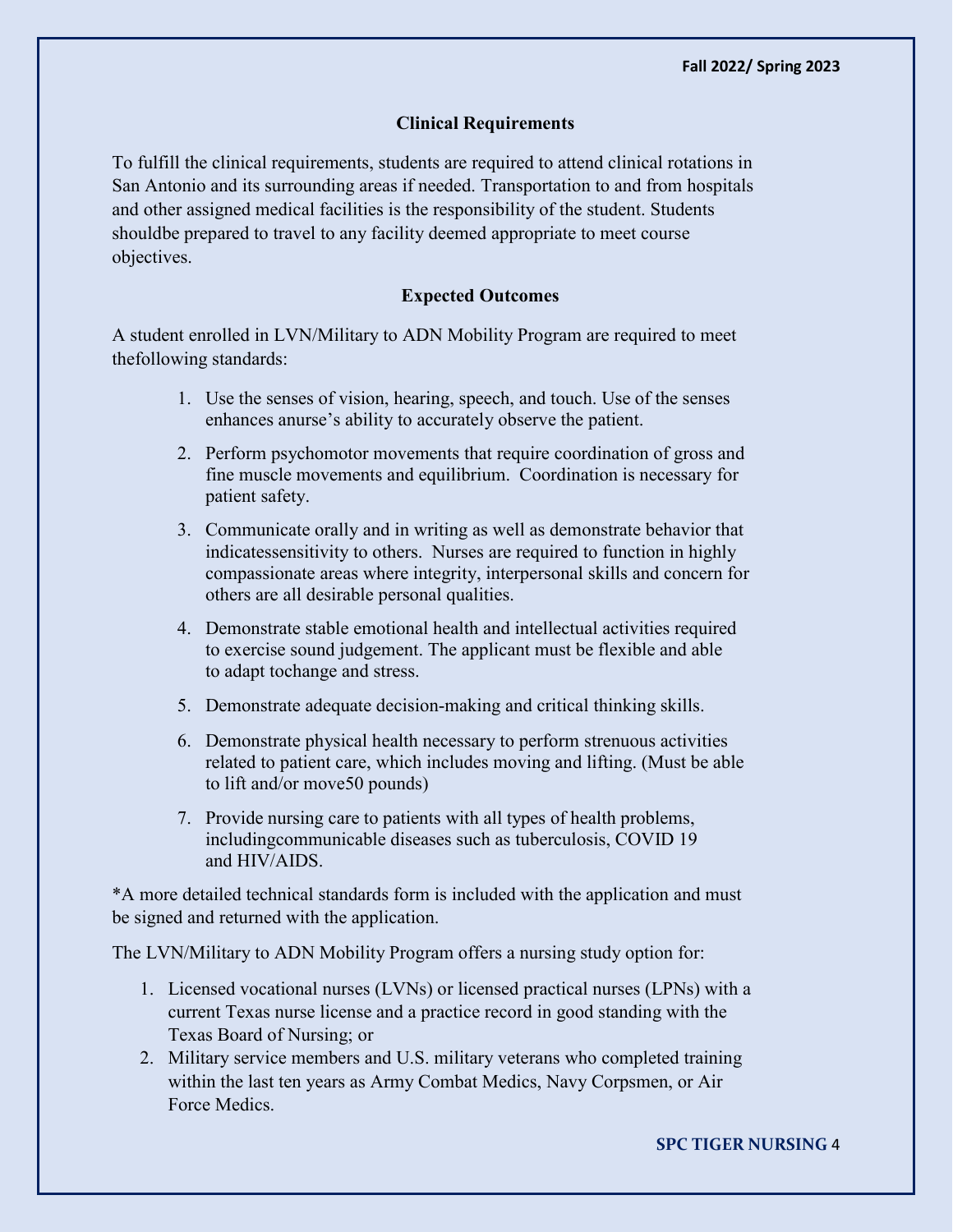## Clinical Requirements

To fulfill the clinical requirements, students are required to attend clinical rotations in San Antonio and its surrounding areas if needed. Transportation to and from hospitals and other assigned medical facilities is the responsibility of the student. Students shouldbe prepared to travel to any facility deemed appropriate to meet course objectives.

## Expected Outcomes

A student enrolled in LVN/Military to ADN Mobility Program are required to meet thefollowing standards:

1. Use the senses of vision, hearing, speech, and touch. Use of the senses enhances anurse's ability to accurately observe the patient.
2. Perform psychomotor movements that require coordination of gross and fine muscle movements and equilibrium. Coordination is necessary for patient safety.
3. Communicate orally and in writing as well as demonstrate behavior that indicatessensitivity to others. Nurses are required to function in highly compassionate areas where integrity, interpersonal skills and concern for others are all desirable personal qualities.
4. Demonstrate stable emotional health and intellectual activities required to exercise sound judgement. The applicant must be flexible and able to adapt tochange and stress.
5. Demonstrate adequate decision-making and critical thinking skills.
6. Demonstrate physical health necessary to perform strenuous activities related to patient care, which includes moving and lifting. (Must be able to lift and/or move50 pounds)
7. Provide nursing care to patients with all types of health problems, includingcommunicable diseases such as tuberculosis, COVID 19 and HIV/AIDS.

*A more detailed technical standards form is included with the application and must be signed and returned with the application.

The LVN/Military to ADN Mobility Program offers a nursing study option for:

1. Licensed vocational nurses (LVNs) or licensed practical nurses (LPNs) with a current Texas nurse license and a practice record in good standing with the Texas Board of Nursing; or
2. Military service members and U.S. military veterans who completed training within the last ten years as Army Combat Medics, Navy Corpsmen, or Air Force Medics.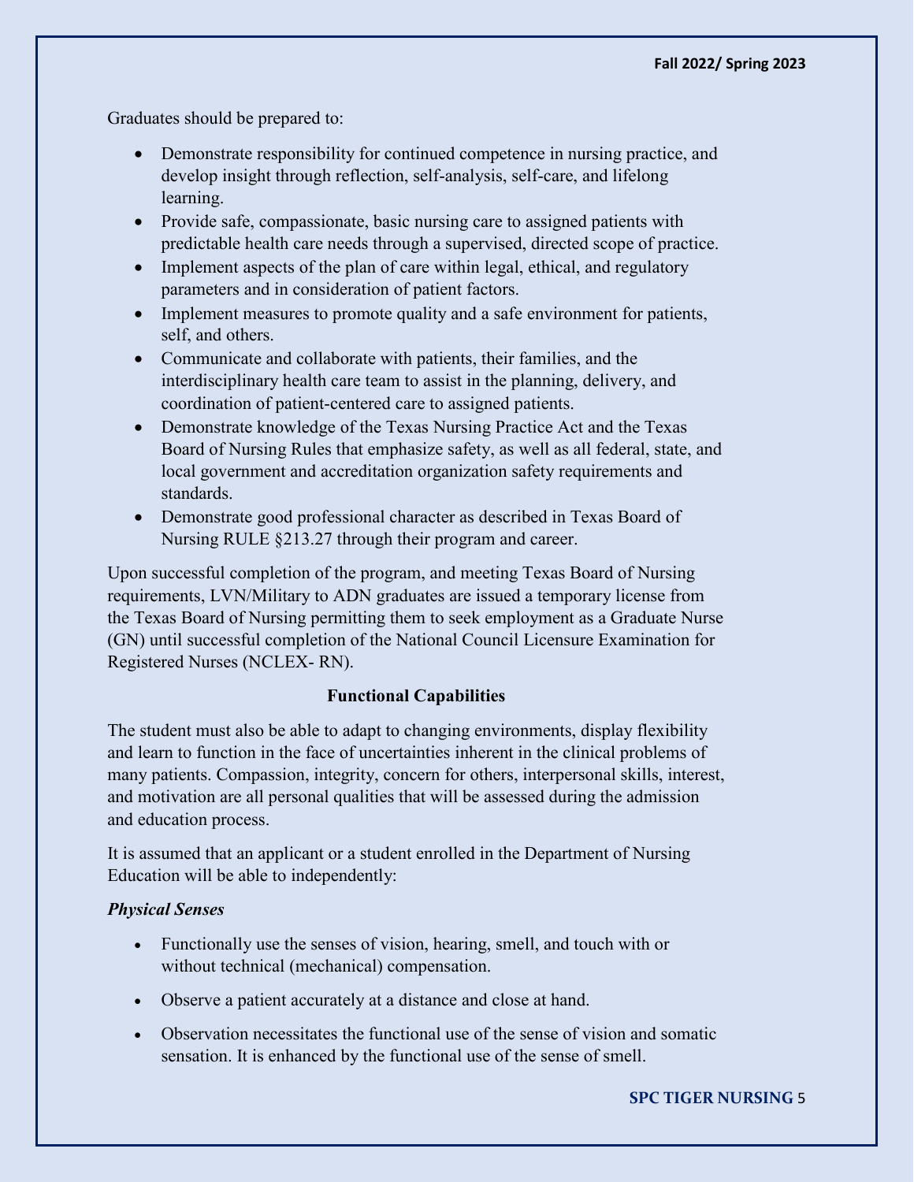Graduates should be prepared to:

- Demonstrate responsibility for continued competence in nursing practice, and develop insight through reflection, self-analysis, self-care, and lifelong learning.
- Provide safe, compassionate, basic nursing care to assigned patients with predictable health care needs through a supervised, directed scope of practice.
- Implement aspects of the plan of care within legal, ethical, and regulatory parameters and in consideration of patient factors.
- Implement measures to promote quality and a safe environment for patients, self, and others.
- Communicate and collaborate with patients, their families, and the interdisciplinary health care team to assist in the planning, delivery, and coordination of patient-centered care to assigned patients.
- Demonstrate knowledge of the Texas Nursing Practice Act and the Texas Board of Nursing Rules that emphasize safety, as well as all federal, state, and local government and accreditation organization safety requirements and standards.
- Demonstrate good professional character as described in Texas Board of Nursing RULE §213.27 through their program and career.

Upon successful completion of the program, and meeting Texas Board of Nursing requirements, LVN/Military to ADN graduates are issued a temporary license from the Texas Board of Nursing permitting them to seek employment as a Graduate Nurse (GN) until successful completion of the National Council Licensure Examination for Registered Nurses (NCLEX- RN).

## Functional Capabilities

The student must also be able to adapt to changing environments, display flexibility and learn to function in the face of uncertainties inherent in the clinical problems of many patients. Compassion, integrity, concern for others, interpersonal skills, interest, and motivation are all personal qualities that will be assessed during the admission and education process.

It is assumed that an applicant or a student enrolled in the Department of Nursing Education will be able to independently:

***Physical Senses***

- Functionally use the senses of vision, hearing, smell, and touch with or without technical (mechanical) compensation.
- Observe a patient accurately at a distance and close at hand.
- Observation necessitates the functional use of the sense of vision and somatic sensation. It is enhanced by the functional use of the sense of smell.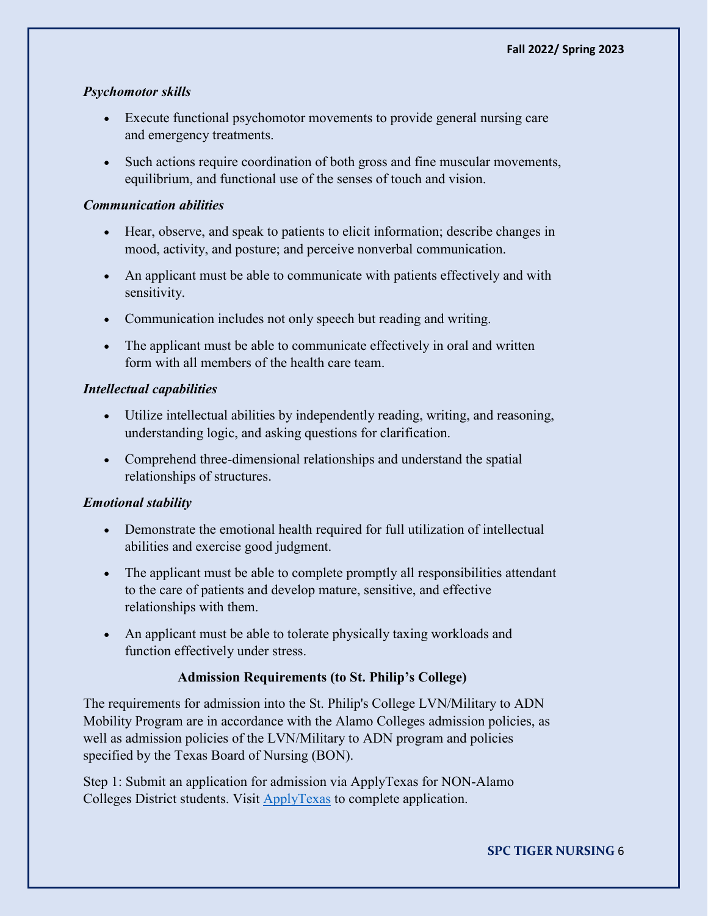*Psychomotor skills*

- Execute functional psychomotor movements to provide general nursing care and emergency treatments.
- Such actions require coordination of both gross and fine muscular movements, equilibrium, and functional use of the senses of touch and vision.

*Communication abilities*

- Hear, observe, and speak to patients to elicit information; describe changes in mood, activity, and posture; and perceive nonverbal communication.
- An applicant must be able to communicate with patients effectively and with sensitivity.
- Communication includes not only speech but reading and writing.
- The applicant must be able to communicate effectively in oral and written form with all members of the health care team.

*Intellectual capabilities*

- Utilize intellectual abilities by independently reading, writing, and reasoning, understanding logic, and asking questions for clarification.
- Comprehend three-dimensional relationships and understand the spatial relationships of structures.

*Emotional stability*

- Demonstrate the emotional health required for full utilization of intellectual abilities and exercise good judgment.
- The applicant must be able to complete promptly all responsibilities attendant to the care of patients and develop mature, sensitive, and effective relationships with them.
- An applicant must be able to tolerate physically taxing workloads and function effectively under stress.

## Admission Requirements (to St. Philip's College)

The requirements for admission into the St. Philip's College LVN/Military to ADN Mobility Program are in accordance with the Alamo Colleges admission policies, as well as admission policies of the LVN/Military to ADN program and policies specified by the Texas Board of Nursing (BON).

Step 1: Submit an application for admission via ApplyTexas for NON-Alamo Colleges District students. Visit ApplyTexas to complete application.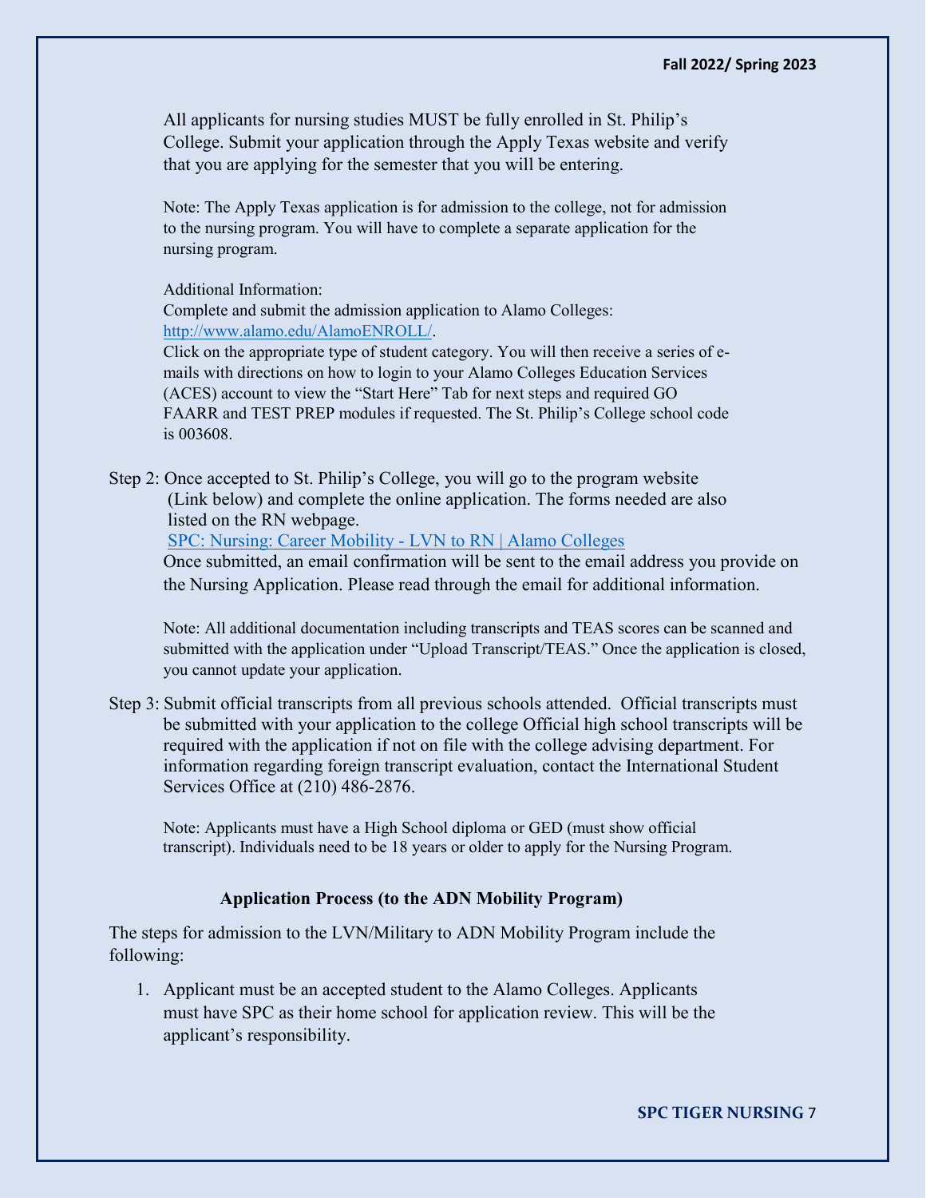All applicants for nursing studies MUST be fully enrolled in St. Philip's College. Submit your application through the Apply Texas website and verify that you are applying for the semester that you will be entering.

Note: The Apply Texas application is for admission to the college, not for admission to the nursing program. You will have to complete a separate application for the nursing program.

Additional Information:
Complete and submit the admission application to Alamo Colleges: [http://www.alamo.edu/AlamoENROLL/](http://www.alamo.edu/AlamoENROLL/).
Click on the appropriate type of student category. You will then receive a series of e-mails with directions on how to login to your Alamo Colleges Education Services (ACES) account to view the "Start Here" Tab for next steps and required GO FAARR and TEST PREP modules if requested. The St. Philip's College school code is 003608.

Step 2: Once accepted to St. Philip's College, you will go to the program website (Link below) and complete the online application. The forms needed are also listed on the RN webpage.
[SPC: Nursing: Career Mobility - LVN to RN | Alamo Colleges]
Once submitted, an email confirmation will be sent to the email address you provide on the Nursing Application. Please read through the email for additional information.

Note: All additional documentation including transcripts and TEAS scores can be scanned and submitted with the application under "Upload Transcript/TEAS." Once the application is closed, you cannot update your application.

Step 3: Submit official transcripts from all previous schools attended. Official transcripts must be submitted with your application to the college Official high school transcripts will be required with the application if not on file with the college advising department. For information regarding foreign transcript evaluation, contact the International Student Services Office at (210) 486-2876.

Note: Applicants must have a High School diploma or GED (must show official transcript). Individuals need to be 18 years or older to apply for the Nursing Program.

### Application Process (to the ADN Mobility Program)

The steps for admission to the LVN/Military to ADN Mobility Program include the following:

1. Applicant must be an accepted student to the Alamo Colleges. Applicants must have SPC as their home school for application review. This will be the applicant's responsibility.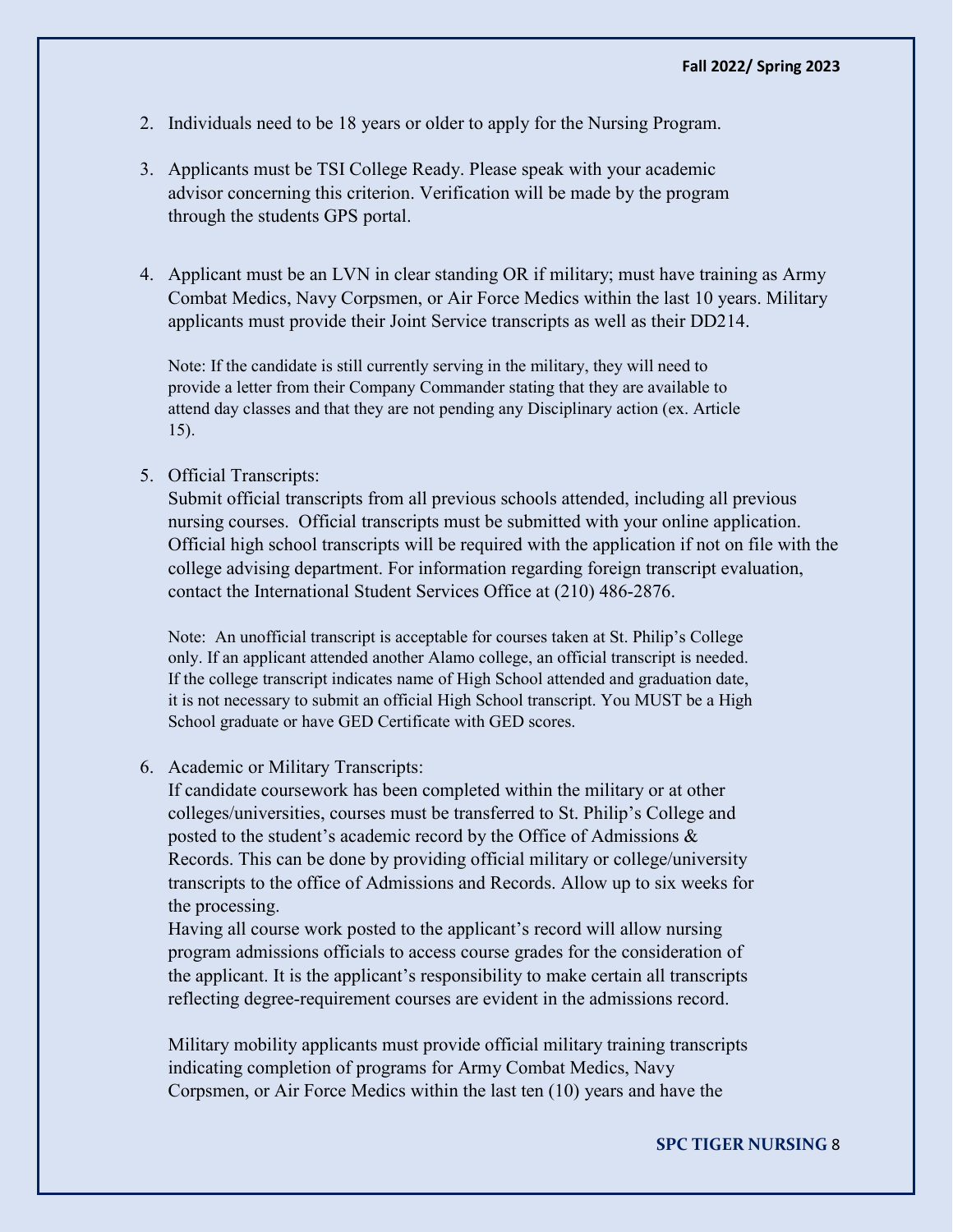2. Individuals need to be 18 years or older to apply for the Nursing Program.

3. Applicants must be TSI College Ready. Please speak with your academic advisor concerning this criterion. Verification will be made by the program through the students GPS portal.

4. Applicant must be an LVN in clear standing OR if military; must have training as Army Combat Medics, Navy Corpsmen, or Air Force Medics within the last 10 years. Military applicants must provide their Joint Service transcripts as well as their DD214.

   Note: If the candidate is still currently serving in the military, they will need to provide a letter from their Company Commander stating that they are available to attend day classes and that they are not pending any Disciplinary action (ex. Article 15).

5. Official Transcripts:
   Submit official transcripts from all previous schools attended, including all previous nursing courses. Official transcripts must be submitted with your online application. Official high school transcripts will be required with the application if not on file with the college advising department. For information regarding foreign transcript evaluation, contact the International Student Services Office at (210) 486-2876.

   Note: An unofficial transcript is acceptable for courses taken at St. Philip's College only. If an applicant attended another Alamo college, an official transcript is needed. If the college transcript indicates name of High School attended and graduation date, it is not necessary to submit an official High School transcript. You MUST be a High School graduate or have GED Certificate with GED scores.

6. Academic or Military Transcripts:
   If candidate coursework has been completed within the military or at other colleges/universities, courses must be transferred to St. Philip's College and posted to the student's academic record by the Office of Admissions & Records. This can be done by providing official military or college/university transcripts to the office of Admissions and Records. Allow up to six weeks for the processing.
   Having all course work posted to the applicant's record will allow nursing program admissions officials to access course grades for the consideration of the applicant. It is the applicant's responsibility to make certain all transcripts reflecting degree-requirement courses are evident in the admissions record.

   Military mobility applicants must provide official military training transcripts indicating completion of programs for Army Combat Medics, Navy Corpsmen, or Air Force Medics within the last ten (10) years and have the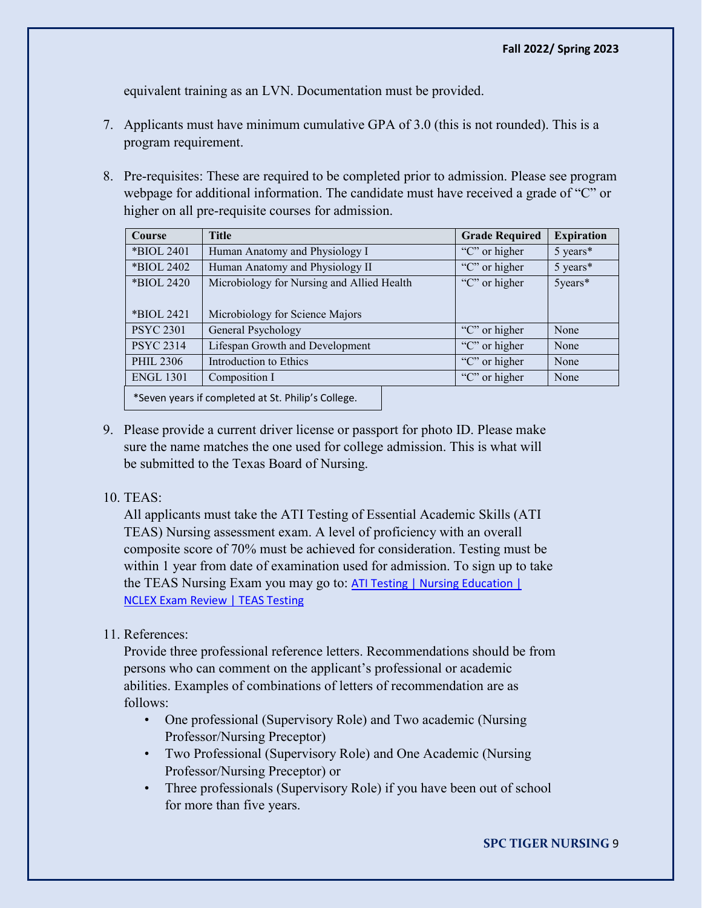equivalent training as an LVN. Documentation must be provided.

7. Applicants must have minimum cumulative GPA of 3.0 (this is not rounded). This is a program requirement.

8. Pre-requisites: These are required to be completed prior to admission. Please see program webpage for additional information. The candidate must have received a grade of "C" or higher on all pre-requisite courses for admission.

| Course | Title | Grade Required | Expiration |
|---|---|---|---|
| *BIOL 2401 | Human Anatomy and Physiology I | "C" or higher | 5 years* |
| *BIOL 2402 | Human Anatomy and Physiology II | "C" or higher | 5 years* |
| *BIOL 2420<br><br>*BIOL 2421 | Microbiology for Nursing and Allied Health<br><br>Microbiology for Science Majors | "C" or higher | 5years* |
| PSYC 2301 | General Psychology | "C" or higher | None |
| PSYC 2314 | Lifespan Growth and Development | "C" or higher | None |
| PHIL 2306 | Introduction to Ethics | "C" or higher | None |
| ENGL 1301 | Composition I | "C" or higher | None |

*Seven years if completed at St. Philip's College.

9. Please provide a current driver license or passport for photo ID. Please make sure the name matches the one used for college admission. This is what will be submitted to the Texas Board of Nursing.

10. TEAS:
    All applicants must take the ATI Testing of Essential Academic Skills (ATI TEAS) Nursing assessment exam. A level of proficiency with an overall composite score of 70% must be achieved for consideration. Testing must be within 1 year from date of examination used for admission. To sign up to take the TEAS Nursing Exam you may go to: ATI Testing | Nursing Education | NCLEX Exam Review | TEAS Testing

11. References:
    Provide three professional reference letters. Recommendations should be from persons who can comment on the applicant's professional or academic abilities. Examples of combinations of letters of recommendation are as follows:
    - One professional (Supervisory Role) and Two academic (Nursing Professor/Nursing Preceptor)
    - Two Professional (Supervisory Role) and One Academic (Nursing Professor/Nursing Preceptor) or
    - Three professionals (Supervisory Role) if you have been out of school for more than five years.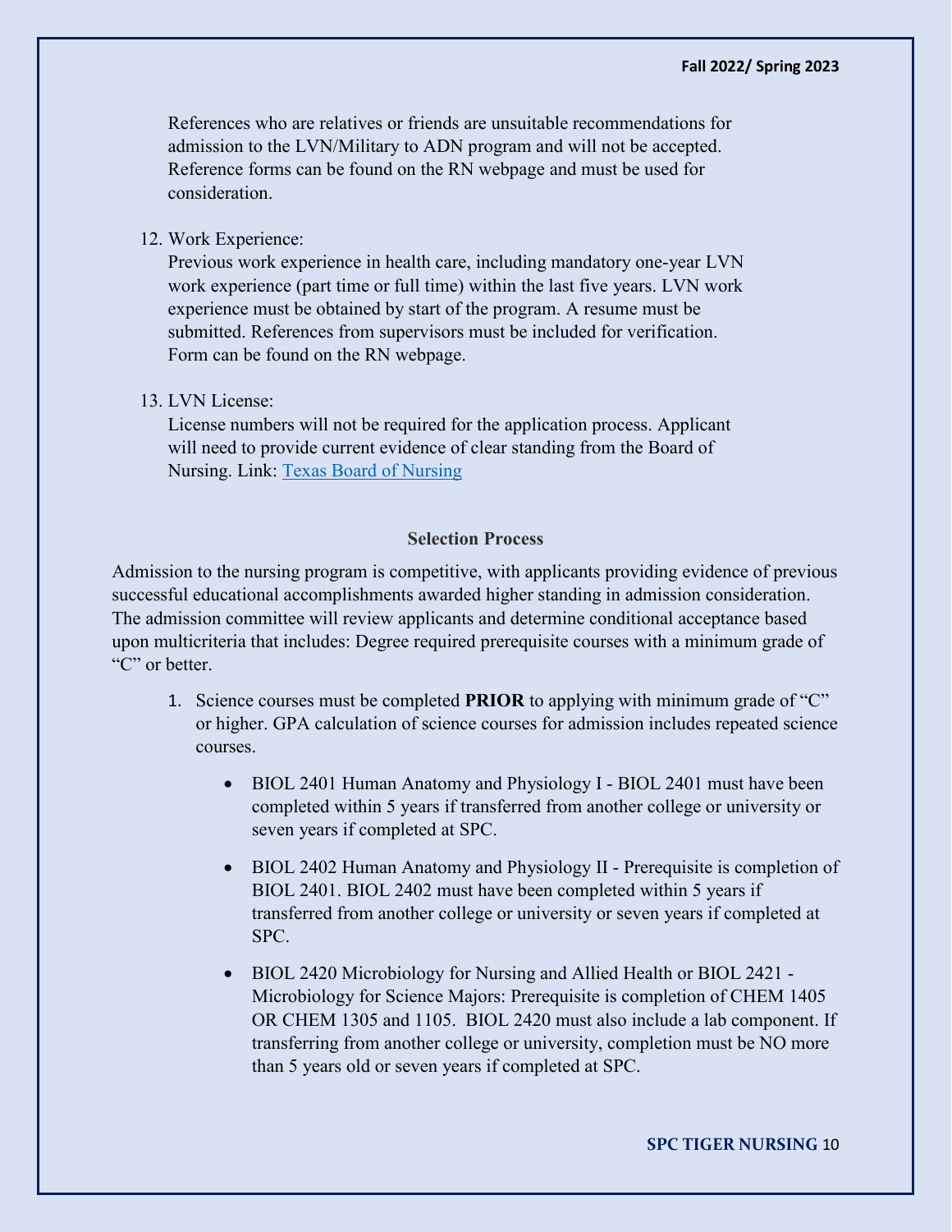References who are relatives or friends are unsuitable recommendations for admission to the LVN/Military to ADN program and will not be accepted. Reference forms can be found on the RN webpage and must be used for consideration.

12. Work Experience:
    Previous work experience in health care, including mandatory one-year LVN work experience (part time or full time) within the last five years. LVN work experience must be obtained by start of the program. A resume must be submitted. References from supervisors must be included for verification. Form can be found on the RN webpage.

13. LVN License:
    License numbers will not be required for the application process. Applicant will need to provide current evidence of clear standing from the Board of Nursing. Link: [Texas Board of Nursing]

## Selection Process

Admission to the nursing program is competitive, with applicants providing evidence of previous successful educational accomplishments awarded higher standing in admission consideration. The admission committee will review applicants and determine conditional acceptance based upon multicriteria that includes: Degree required prerequisite courses with a minimum grade of "C" or better.

1. Science courses must be completed **PRIOR** to applying with minimum grade of "C" or higher. GPA calculation of science courses for admission includes repeated science courses.

    - BIOL 2401 Human Anatomy and Physiology I - BIOL 2401 must have been completed within 5 years if transferred from another college or university or seven years if completed at SPC.

    - BIOL 2402 Human Anatomy and Physiology II - Prerequisite is completion of BIOL 2401. BIOL 2402 must have been completed within 5 years if transferred from another college or university or seven years if completed at SPC.

    - BIOL 2420 Microbiology for Nursing and Allied Health or BIOL 2421 - Microbiology for Science Majors: Prerequisite is completion of CHEM 1405 OR CHEM 1305 and 1105. BIOL 2420 must also include a lab component. If transferring from another college or university, completion must be NO more than 5 years old or seven years if completed at SPC.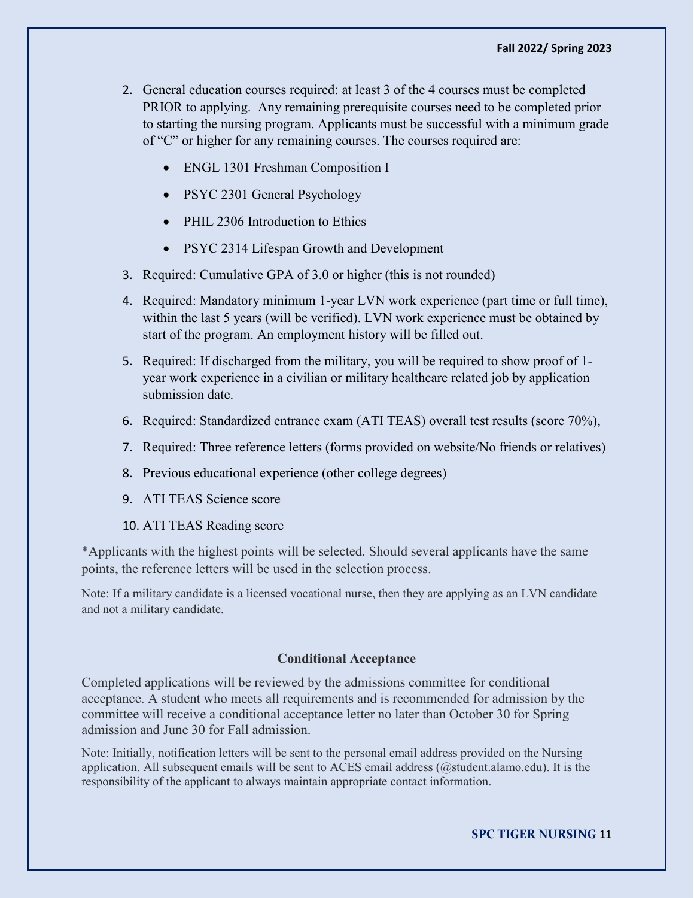2. General education courses required: at least 3 of the 4 courses must be completed PRIOR to applying. Any remaining prerequisite courses need to be completed prior to starting the nursing program. Applicants must be successful with a minimum grade of "C" or higher for any remaining courses. The courses required are:
   - ENGL 1301 Freshman Composition I
   - PSYC 2301 General Psychology
   - PHIL 2306 Introduction to Ethics
   - PSYC 2314 Lifespan Growth and Development
3. Required: Cumulative GPA of 3.0 or higher (this is not rounded)
4. Required: Mandatory minimum 1-year LVN work experience (part time or full time), within the last 5 years (will be verified). LVN work experience must be obtained by start of the program. An employment history will be filled out.
5. Required: If discharged from the military, you will be required to show proof of 1-year work experience in a civilian or military healthcare related job by application submission date.
6. Required: Standardized entrance exam (ATI TEAS) overall test results (score 70%),
7. Required: Three reference letters (forms provided on website/No friends or relatives)
8. Previous educational experience (other college degrees)
9. ATI TEAS Science score
10. ATI TEAS Reading score

*Applicants with the highest points will be selected. Should several applicants have the same points, the reference letters will be used in the selection process.

Note: If a military candidate is a licensed vocational nurse, then they are applying as an LVN candidate and not a military candidate.

## Conditional Acceptance

Completed applications will be reviewed by the admissions committee for conditional acceptance. A student who meets all requirements and is recommended for admission by the committee will receive a conditional acceptance letter no later than October 30 for Spring admission and June 30 for Fall admission.

Note: Initially, notification letters will be sent to the personal email address provided on the Nursing application. All subsequent emails will be sent to ACES email address (@student.alamo.edu). It is the responsibility of the applicant to always maintain appropriate contact information.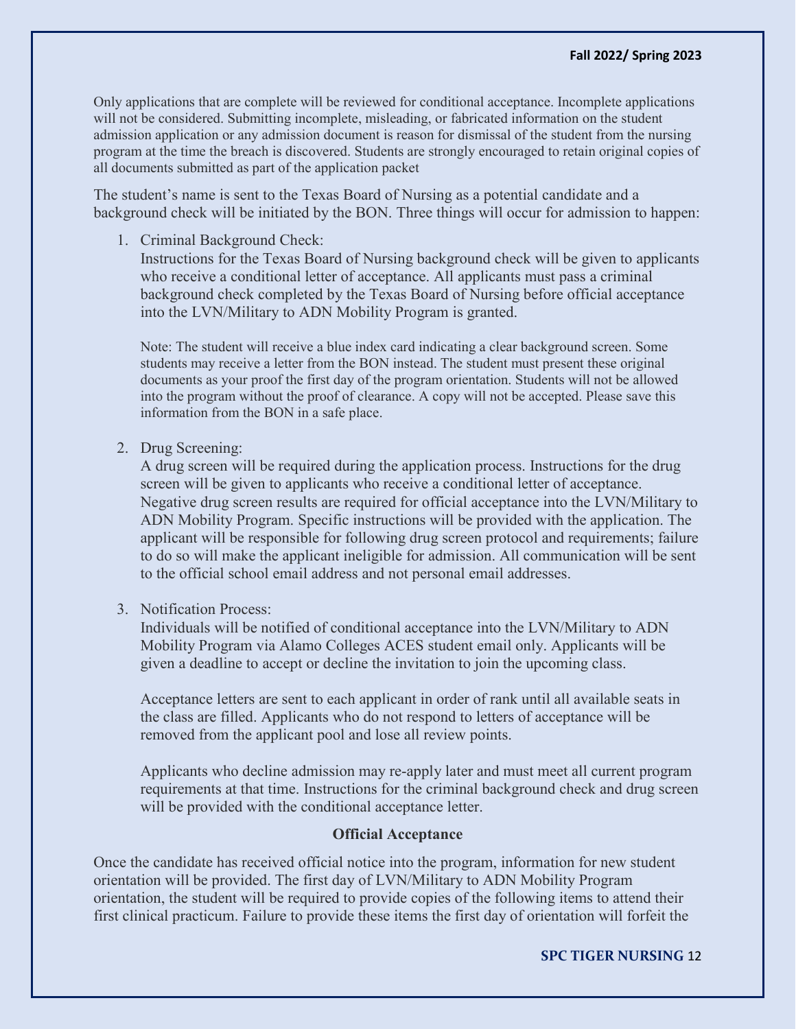Only applications that are complete will be reviewed for conditional acceptance. Incomplete applications will not be considered. Submitting incomplete, misleading, or fabricated information on the student admission application or any admission document is reason for dismissal of the student from the nursing program at the time the breach is discovered. Students are strongly encouraged to retain original copies of all documents submitted as part of the application packet

The student's name is sent to the Texas Board of Nursing as a potential candidate and a background check will be initiated by the BON. Three things will occur for admission to happen:

1. Criminal Background Check:
   Instructions for the Texas Board of Nursing background check will be given to applicants who receive a conditional letter of acceptance. All applicants must pass a criminal background check completed by the Texas Board of Nursing before official acceptance into the LVN/Military to ADN Mobility Program is granted.

   Note: The student will receive a blue index card indicating a clear background screen. Some students may receive a letter from the BON instead. The student must present these original documents as your proof the first day of the program orientation. Students will not be allowed into the program without the proof of clearance. A copy will not be accepted. Please save this information from the BON in a safe place.

2. Drug Screening:
   A drug screen will be required during the application process. Instructions for the drug screen will be given to applicants who receive a conditional letter of acceptance. Negative drug screen results are required for official acceptance into the LVN/Military to ADN Mobility Program. Specific instructions will be provided with the application. The applicant will be responsible for following drug screen protocol and requirements; failure to do so will make the applicant ineligible for admission. All communication will be sent to the official school email address and not personal email addresses.

3. Notification Process:
   Individuals will be notified of conditional acceptance into the LVN/Military to ADN Mobility Program via Alamo Colleges ACES student email only. Applicants will be given a deadline to accept or decline the invitation to join the upcoming class.

   Acceptance letters are sent to each applicant in order of rank until all available seats in the class are filled. Applicants who do not respond to letters of acceptance will be removed from the applicant pool and lose all review points.

   Applicants who decline admission may re-apply later and must meet all current program requirements at that time. Instructions for the criminal background check and drug screen will be provided with the conditional acceptance letter.

### Official Acceptance

Once the candidate has received official notice into the program, information for new student orientation will be provided. The first day of LVN/Military to ADN Mobility Program orientation, the student will be required to provide copies of the following items to attend their first clinical practicum. Failure to provide these items the first day of orientation will forfeit the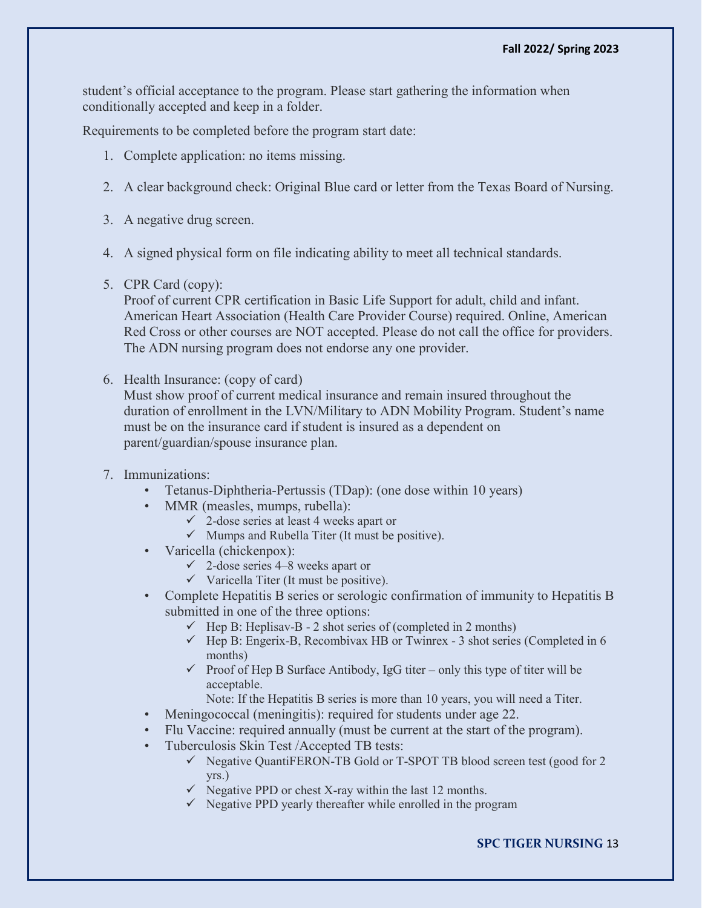student's official acceptance to the program. Please start gathering the information when conditionally accepted and keep in a folder.

Requirements to be completed before the program start date:

1. Complete application: no items missing.

2. A clear background check: Original Blue card or letter from the Texas Board of Nursing.

3. A negative drug screen.

4. A signed physical form on file indicating ability to meet all technical standards.

5. CPR Card (copy):
   Proof of current CPR certification in Basic Life Support for adult, child and infant. American Heart Association (Health Care Provider Course) required. Online, American Red Cross or other courses are NOT accepted. Please do not call the office for providers. The ADN nursing program does not endorse any one provider.

6. Health Insurance: (copy of card)
   Must show proof of current medical insurance and remain insured throughout the duration of enrollment in the LVN/Military to ADN Mobility Program. Student's name must be on the insurance card if student is insured as a dependent on parent/guardian/spouse insurance plan.

7. Immunizations:
   - Tetanus-Diphtheria-Pertussis (TDap): (one dose within 10 years)
   - MMR (measles, mumps, rubella):
     - ✓ 2-dose series at least 4 weeks apart or
     - ✓ Mumps and Rubella Titer (It must be positive).
   - Varicella (chickenpox):
     - ✓ 2-dose series 4–8 weeks apart or
     - ✓ Varicella Titer (It must be positive).
   - Complete Hepatitis B series or serologic confirmation of immunity to Hepatitis B submitted in one of the three options:
     - ✓ Hep B: Heplisav-B - 2 shot series of (completed in 2 months)
     - ✓ Hep B: Engerix-B, Recombivax HB or Twinrex - 3 shot series (Completed in 6 months)
     - ✓ Proof of Hep B Surface Antibody, IgG titer – only this type of titer will be acceptable.
       
       Note: If the Hepatitis B series is more than 10 years, you will need a Titer.
   - Meningococcal (meningitis): required for students under age 22.
   - Flu Vaccine: required annually (must be current at the start of the program).
   - Tuberculosis Skin Test /Accepted TB tests:
     - ✓ Negative QuantiFERON-TB Gold or T-SPOT TB blood screen test (good for 2 yrs.)
     - ✓ Negative PPD or chest X-ray within the last 12 months.
     - ✓ Negative PPD yearly thereafter while enrolled in the program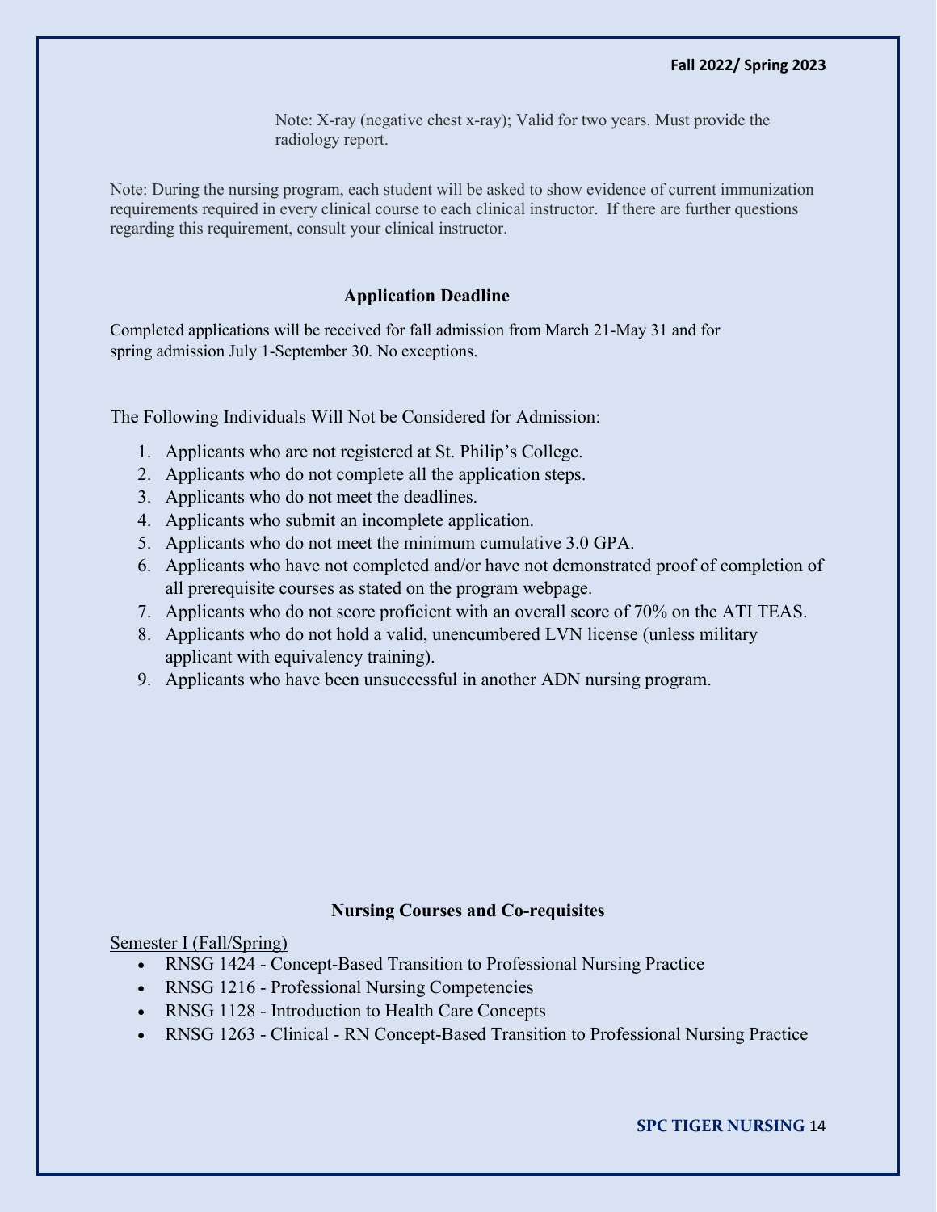Note: X-ray (negative chest x-ray); Valid for two years. Must provide the radiology report.

Note: During the nursing program, each student will be asked to show evidence of current immunization requirements required in every clinical course to each clinical instructor. If there are further questions regarding this requirement, consult your clinical instructor.

### Application Deadline

Completed applications will be received for fall admission from March 21-May 31 and for spring admission July 1-September 30. No exceptions.

The Following Individuals Will Not be Considered for Admission:

1. Applicants who are not registered at St. Philip's College.
2. Applicants who do not complete all the application steps.
3. Applicants who do not meet the deadlines.
4. Applicants who submit an incomplete application.
5. Applicants who do not meet the minimum cumulative 3.0 GPA.
6. Applicants who have not completed and/or have not demonstrated proof of completion of all prerequisite courses as stated on the program webpage.
7. Applicants who do not score proficient with an overall score of 70% on the ATI TEAS.
8. Applicants who do not hold a valid, unencumbered LVN license (unless military applicant with equivalency training).
9. Applicants who have been unsuccessful in another ADN nursing program.

### Nursing Courses and Co-requisites

Semester I (Fall/Spring)

- RNSG 1424 - Concept-Based Transition to Professional Nursing Practice
- RNSG 1216 - Professional Nursing Competencies
- RNSG 1128 - Introduction to Health Care Concepts
- RNSG 1263 - Clinical - RN Concept-Based Transition to Professional Nursing Practice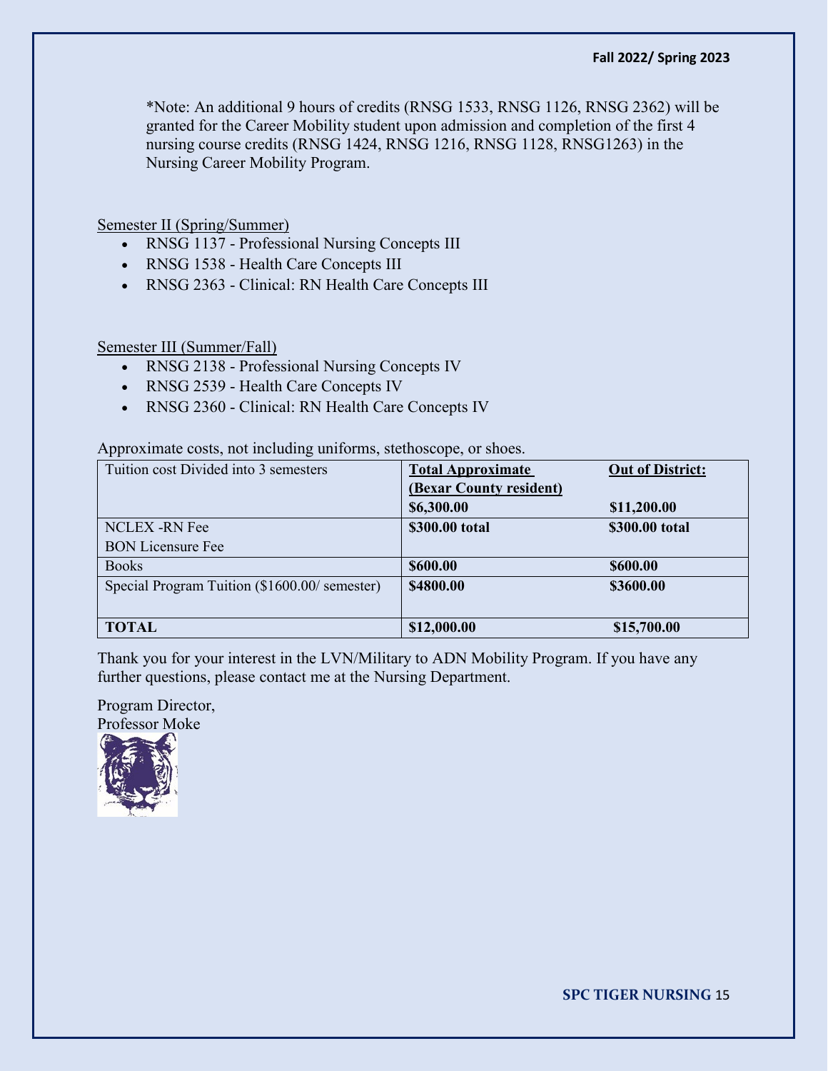*Note: An additional 9 hours of credits (RNSG 1533, RNSG 1126, RNSG 2362) will be granted for the Career Mobility student upon admission and completion of the first 4 nursing course credits (RNSG 1424, RNSG 1216, RNSG 1128, RNSG1263) in the Nursing Career Mobility Program.

Semester II (Spring/Summer)

- RNSG 1137 - Professional Nursing Concepts III
- RNSG 1538 - Health Care Concepts III
- RNSG 2363 - Clinical: RN Health Care Concepts III

Semester III (Summer/Fall)

- RNSG 2138 - Professional Nursing Concepts IV
- RNSG 2539 - Health Care Concepts IV
- RNSG 2360 - Clinical: RN Health Care Concepts IV

Approximate costs, not including uniforms, stethoscope, or shoes.

| Tuition cost Divided into 3 semesters | **Total Approximate (Bexar County resident)** **$6,300.00** | **Out of District:** **$11,200.00** |
|---|---|---|
| NCLEX -RN Fee<br>BON Licensure Fee | **$300.00 total** | **$300.00 total** |
| Books | **$600.00** | **$600.00** |
| Special Program Tuition ($1600.00/ semester) | **$4800.00** | **$3600.00** |
| **TOTAL** | **$12,000.00** | **$15,700.00** |

Thank you for your interest in the LVN/Military to ADN Mobility Program. If you have any further questions, please contact me at the Nursing Department.

Program Director,
Professor Moke